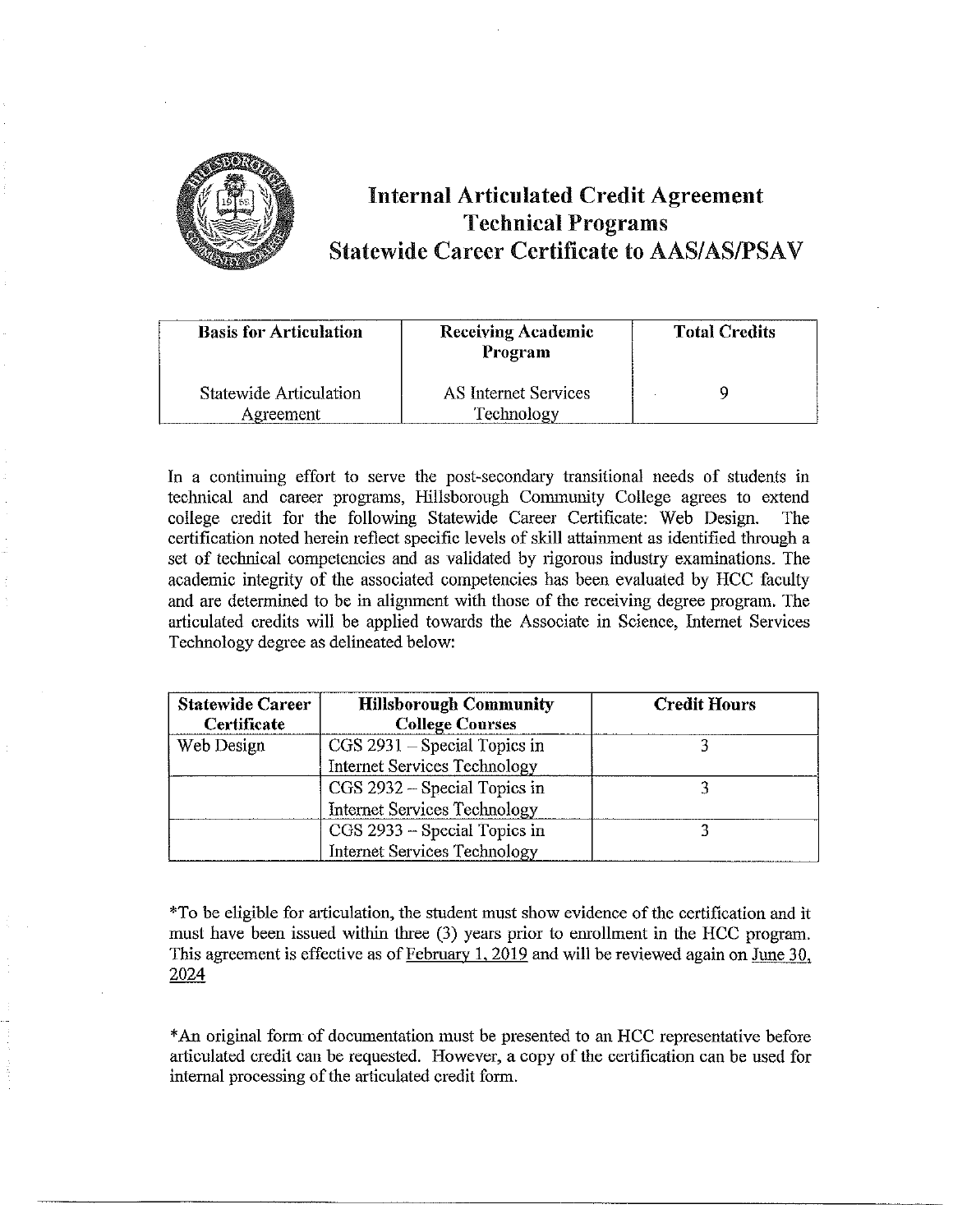# Internal Articulated Credit Agreement
## Technical Programs
## Statewide Career Certificate to AAS/AS/PSAV

| Basis for Articulation | Receiving Academic Program | Total Credits |
|---|---|---|
| Statewide Articulation Agreement | AS Internet Services Technology | 9 |

In a continuing effort to serve the post-secondary transitional needs of students in technical and career programs, Hillsborough Community College agrees to extend college credit for the following Statewide Career Certificate: Web Design. The certification noted herein reflect specific levels of skill attainment as identified through a set of technical competencies and as validated by rigorous industry examinations. The academic integrity of the associated competencies has been evaluated by HCC faculty and are determined to be in alignment with those of the receiving degree program. The articulated credits will be applied towards the Associate in Science, Internet Services Technology degree as delineated below:

| Statewide Career Certificate | Hillsborough Community College Courses | Credit Hours |
|---|---|---|
| Web Design | CGS 2931 – Special Topics in Internet Services Technology | 3 |
| | CGS 2932 – Special Topics in Internet Services Technology | 3 |
| | CGS 2933 – Special Topics in Internet Services Technology | 3 |

*To be eligible for articulation, the student must show evidence of the certification and it must have been issued within three (3) years prior to enrollment in the HCC program. This agreement is effective as of February 1, 2019 and will be reviewed again on June 30, 2024

*An original form of documentation must be presented to an HCC representative before articulated credit can be requested. However, a copy of the certification can be used for internal processing of the articulated credit form.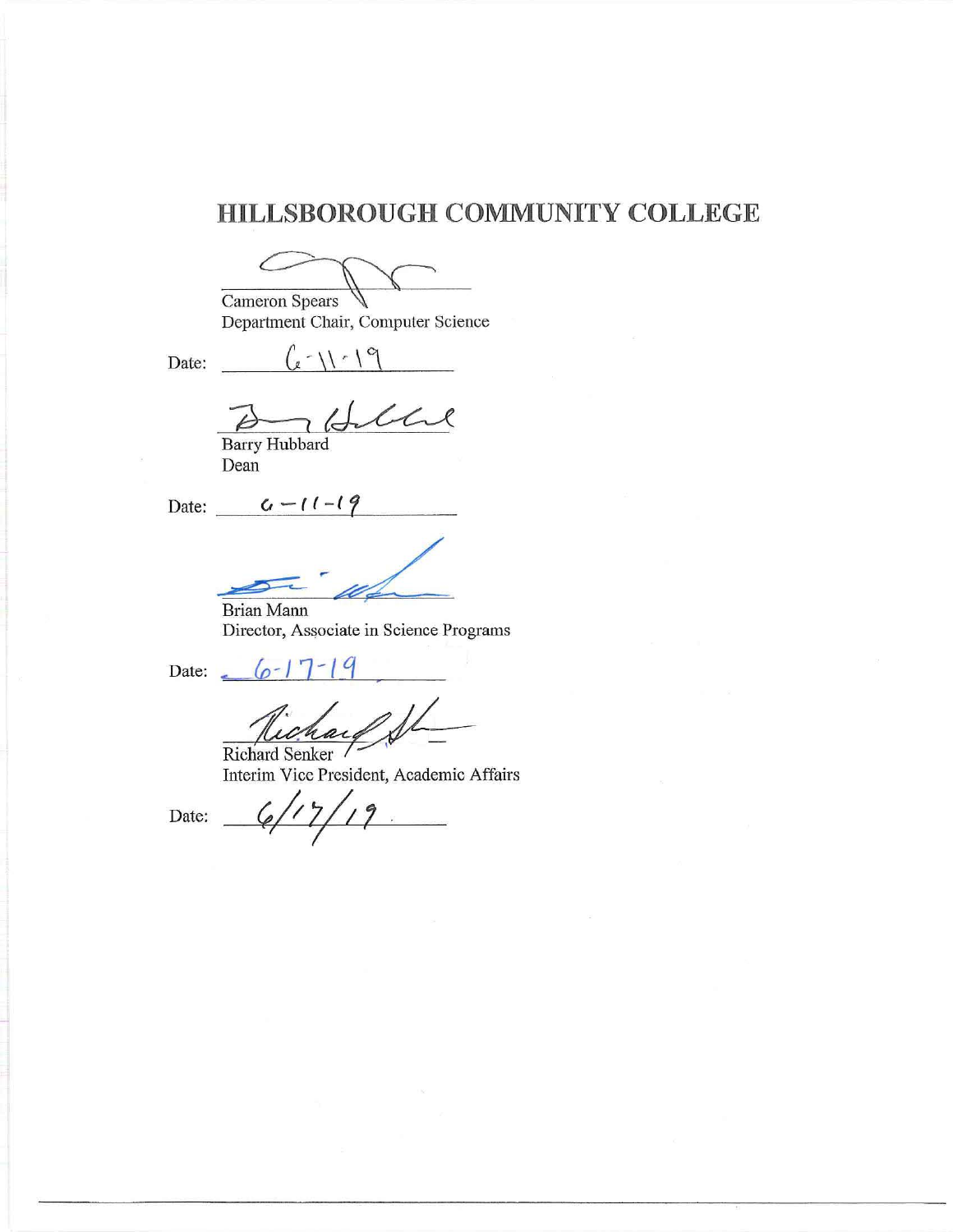# HILLSBOROUGH COMMUNITY COLLEGE

Cameron Spears
Department Chair, Computer Science

Date: 6-11-19

Barry Hubbard
Dean

Date: 6-11-19

Brian Mann
Director, Associate in Science Programs

Date: 6-17-19

Richard Senker
Interim Vice President, Academic Affairs

Date: 6/17/19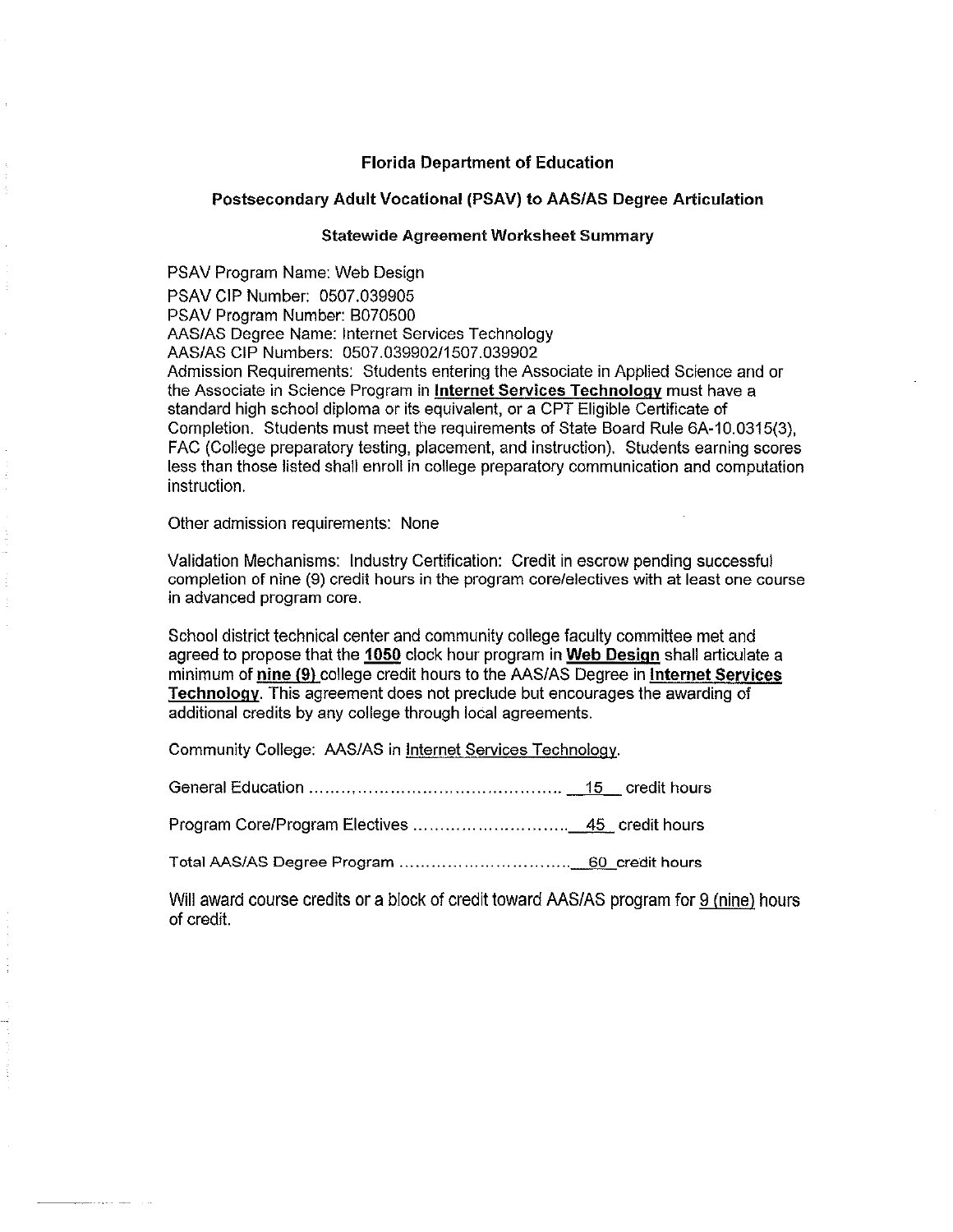# Florida Department of Education

## Postsecondary Adult Vocational (PSAV) to AAS/AS Degree Articulation

### Statewide Agreement Worksheet Summary

PSAV Program Name: Web Design

PSAV CIP Number: 0507.039905
PSAV Program Number: B070500
AAS/AS Degree Name: Internet Services Technology
AAS/AS CIP Numbers: 0507.039902/1507.039902
Admission Requirements: Students entering the Associate in Applied Science and or the Associate in Science Program in **Internet Services Technology** must have a standard high school diploma or its equivalent, or a CPT Eligible Certificate of Completion. Students must meet the requirements of State Board Rule 6A-10.0315(3), FAC (College preparatory testing, placement, and instruction). Students earning scores less than those listed shall enroll in college preparatory communication and computation instruction.

Other admission requirements: None

Validation Mechanisms: Industry Certification: Credit in escrow pending successful completion of nine (9) credit hours in the program core/electives with at least one course in advanced program core.

School district technical center and community college faculty committee met and agreed to propose that the **1050** clock hour program in **Web Design** shall articulate a minimum of **nine (9)** college credit hours to the AAS/AS Degree in **Internet Services Technology**. This agreement does not preclude but encourages the awarding of additional credits by any college through local agreements.

Community College: AAS/AS in Internet Services Technology.

General Education .............................................. 15 credit hours

Program Core/Program Electives ............................ 45 credit hours

Total AAS/AS Degree Program ................................ 60 credit hours

Will award course credits or a block of credit toward AAS/AS program for 9 (nine) hours of credit.